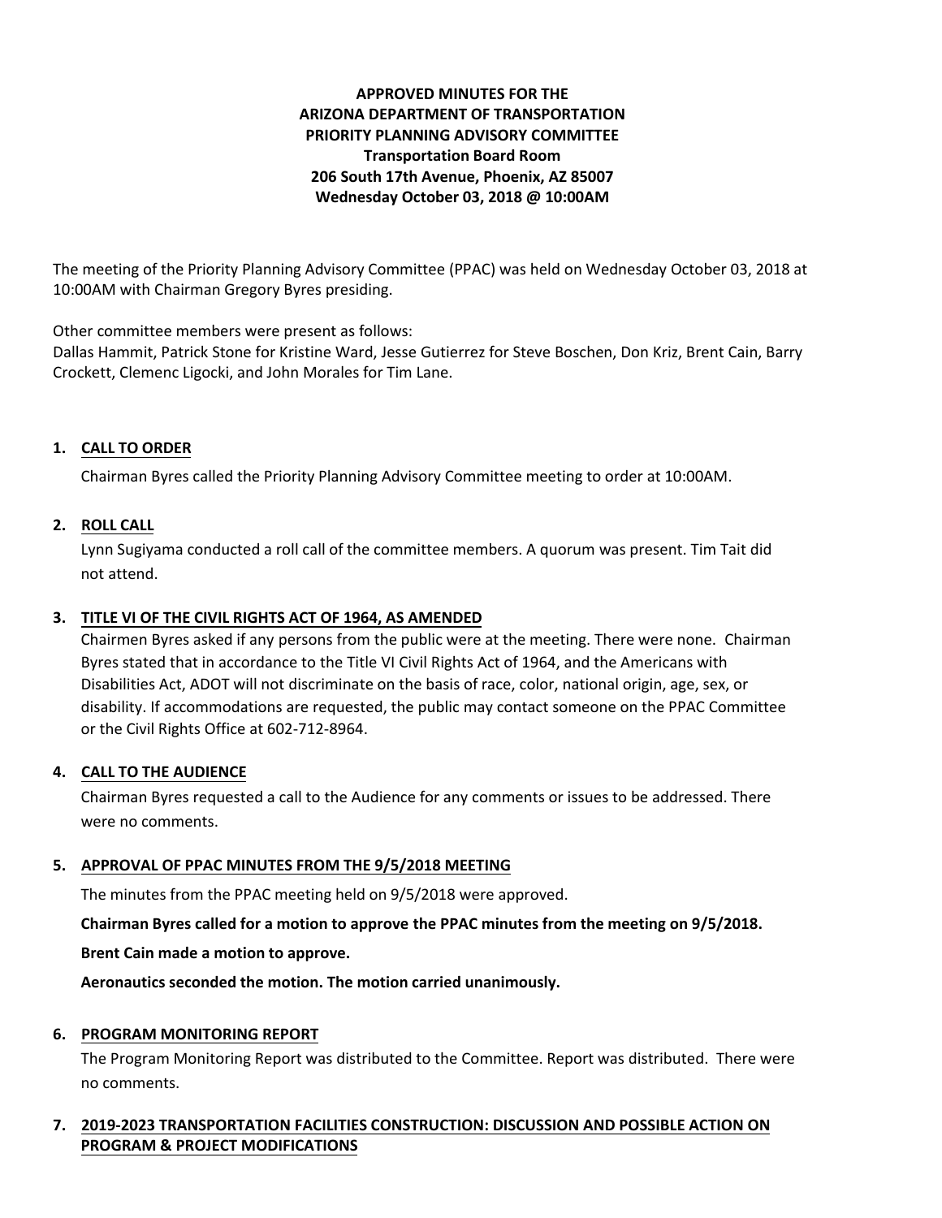# APPROVED MINUTES FOR THE ARIZONA DEPARTMENT OF TRANSPORTATION PRIORITY PLANNING ADVISORY COMMITTEE

**Transportation Board Room**
**206 South 17th Avenue, Phoenix, AZ 85007**
**Wednesday October 03, 2018 @ 10:00AM**

The meeting of the Priority Planning Advisory Committee (PPAC) was held on Wednesday October 03, 2018 at 10:00AM with Chairman Gregory Byres presiding.

Other committee members were present as follows:
Dallas Hammit, Patrick Stone for Kristine Ward, Jesse Gutierrez for Steve Boschen, Don Kriz, Brent Cain, Barry Crockett, Clemenc Ligocki, and John Morales for Tim Lane.

## 1. CALL TO ORDER

Chairman Byres called the Priority Planning Advisory Committee meeting to order at 10:00AM.

## 2. ROLL CALL

Lynn Sugiyama conducted a roll call of the committee members. A quorum was present. Tim Tait did not attend.

## 3. TITLE VI OF THE CIVIL RIGHTS ACT OF 1964, AS AMENDED

Chairmen Byres asked if any persons from the public were at the meeting. There were none. Chairman Byres stated that in accordance to the Title VI Civil Rights Act of 1964, and the Americans with Disabilities Act, ADOT will not discriminate on the basis of race, color, national origin, age, sex, or disability. If accommodations are requested, the public may contact someone on the PPAC Committee or the Civil Rights Office at 602-712-8964.

## 4. CALL TO THE AUDIENCE

Chairman Byres requested a call to the Audience for any comments or issues to be addressed. There were no comments.

## 5. APPROVAL OF PPAC MINUTES FROM THE 9/5/2018 MEETING

The minutes from the PPAC meeting held on 9/5/2018 were approved.

**Chairman Byres called for a motion to approve the PPAC minutes from the meeting on 9/5/2018.**

**Brent Cain made a motion to approve.**

**Aeronautics seconded the motion. The motion carried unanimously.**

## 6. PROGRAM MONITORING REPORT

The Program Monitoring Report was distributed to the Committee. Report was distributed. There were no comments.

## 7. 2019-2023 TRANSPORTATION FACILITIES CONSTRUCTION: DISCUSSION AND POSSIBLE ACTION ON PROGRAM & PROJECT MODIFICATIONS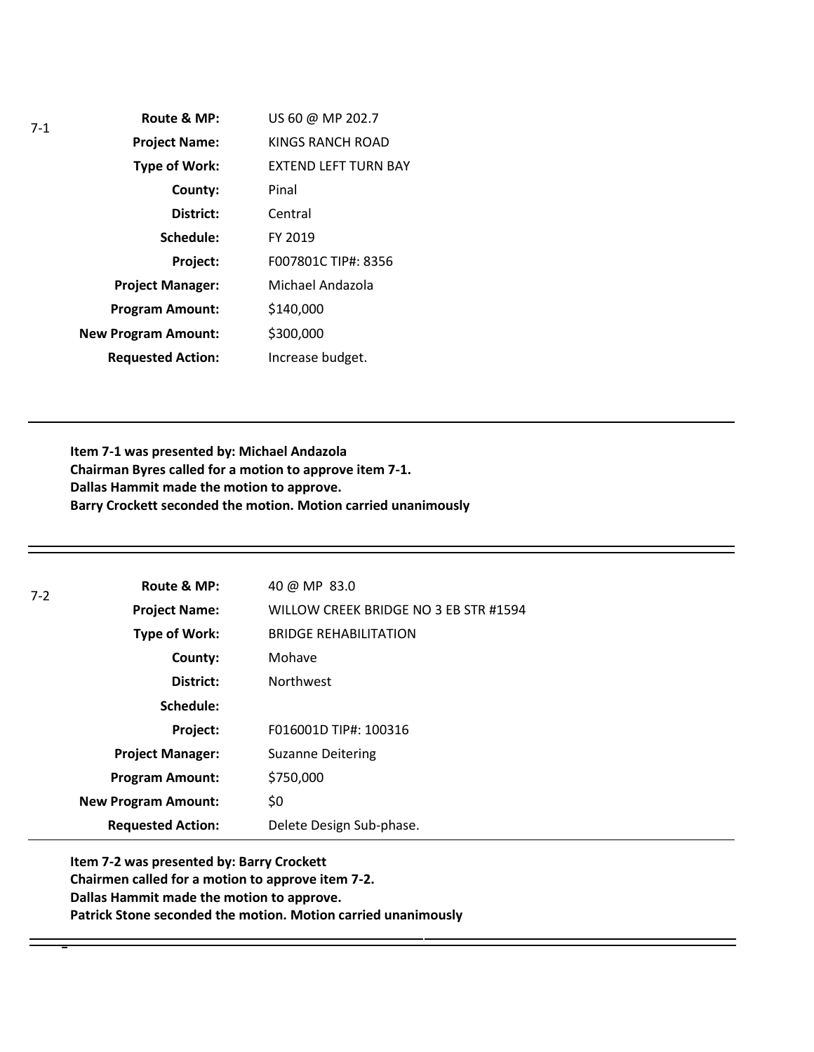7-1

| | |
|---|---|
| **Route & MP:** | US 60 @ MP 202.7 |
| **Project Name:** | KINGS RANCH ROAD |
| **Type of Work:** | EXTEND LEFT TURN BAY |
| **County:** | Pinal |
| **District:** | Central |
| **Schedule:** | FY 2019 |
| **Project:** | F007801C TIP#: 8356 |
| **Project Manager:** | Michael Andazola |
| **Program Amount:** | $140,000 |
| **New Program Amount:** | $300,000 |
| **Requested Action:** | Increase budget. |

---

**Item 7-1 was presented by: Michael Andazola**
**Chairman Byres called for a motion to approve item 7-1.**
**Dallas Hammit made the motion to approve.**
**Barry Crockett seconded the motion. Motion carried unanimously**

---

7-2

| | |
|---|---|
| **Route & MP:** | 40 @ MP 83.0 |
| **Project Name:** | WILLOW CREEK BRIDGE NO 3 EB STR #1594 |
| **Type of Work:** | BRIDGE REHABILITATION |
| **County:** | Mohave |
| **District:** | Northwest |
| **Schedule:** | |
| **Project:** | F016001D TIP#: 100316 |
| **Project Manager:** | Suzanne Deitering |
| **Program Amount:** | $750,000 |
| **New Program Amount:** | $0 |
| **Requested Action:** | Delete Design Sub-phase. |

---

**Item 7-2 was presented by: Barry Crockett**
**Chairmen called for a motion to approve item 7-2.**
**Dallas Hammit made the motion to approve.**
**Patrick Stone seconded the motion. Motion carried unanimously**

---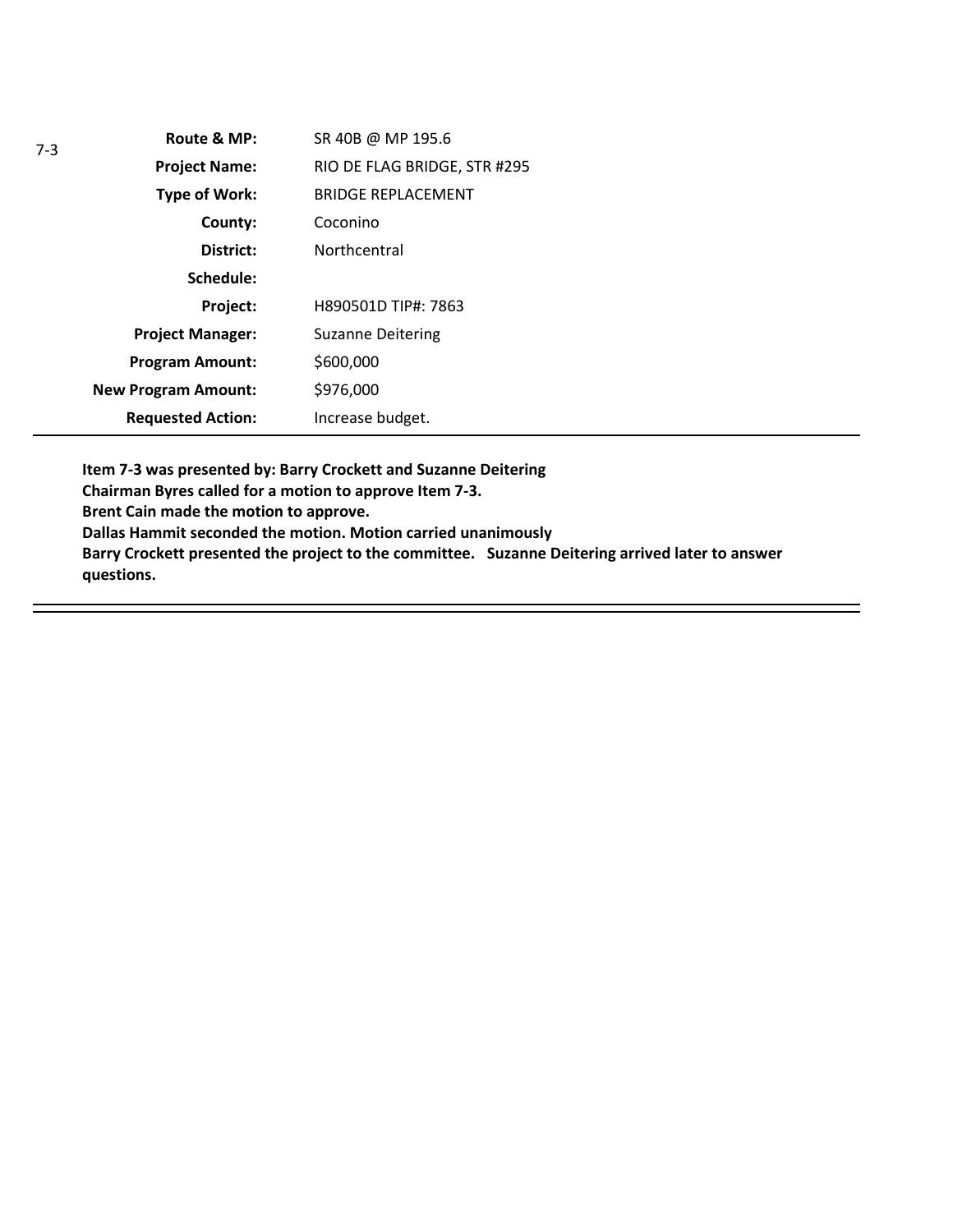7-3

| | |
|---|---|
| **Route & MP:** | SR 40B @ MP 195.6 |
| **Project Name:** | RIO DE FLAG BRIDGE, STR #295 |
| **Type of Work:** | BRIDGE REPLACEMENT |
| **County:** | Coconino |
| **District:** | Northcentral |
| **Schedule:** | |
| **Project:** | H890501D TIP#: 7863 |
| **Project Manager:** | Suzanne Deitering |
| **Program Amount:** | \$600,000 |
| **New Program Amount:** | \$976,000 |
| **Requested Action:** | Increase budget. |

**Item 7-3 was presented by: Barry Crockett and Suzanne Deitering**
**Chairman Byres called for a motion to approve Item 7-3.**
**Brent Cain made the motion to approve.**
**Dallas Hammit seconded the motion. Motion carried unanimously**
**Barry Crockett presented the project to the committee. Suzanne Deitering arrived later to answer questions.**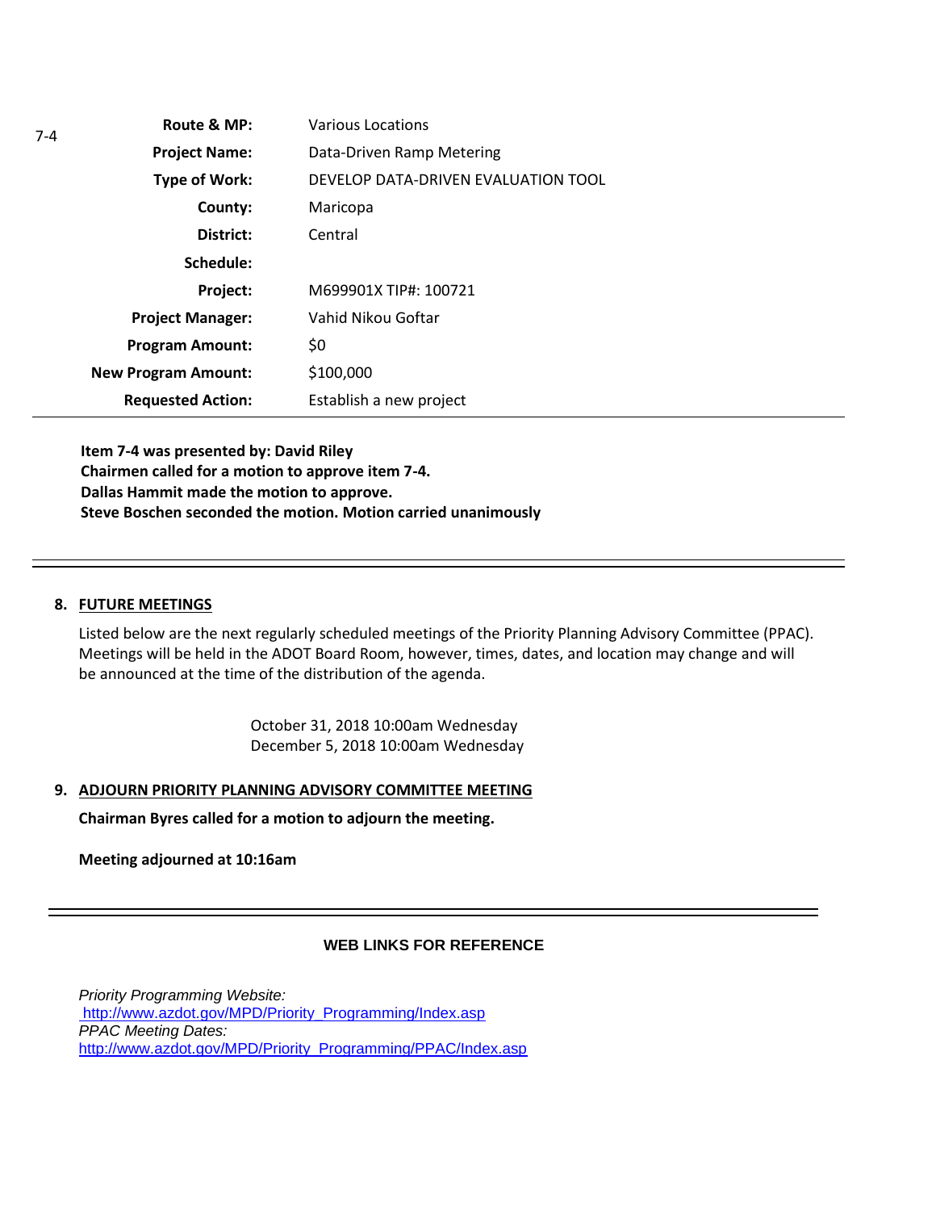| | | |
|---|---|---|
| 7-4 | **Route & MP:** | Various Locations |
| | **Project Name:** | Data-Driven Ramp Metering |
| | **Type of Work:** | DEVELOP DATA-DRIVEN EVALUATION TOOL |
| | **County:** | Maricopa |
| | **District:** | Central |
| | **Schedule:** | |
| | **Project:** | M699901X TIP#: 100721 |
| | **Project Manager:** | Vahid Nikou Goftar |
| | **Program Amount:** | $0 |
| | **New Program Amount:** | $100,000 |
| | **Requested Action:** | Establish a new project |

**Item 7-4 was presented by: David Riley**
**Chairmen called for a motion to approve item 7-4.**
**Dallas Hammit made the motion to approve.**
**Steve Boschen seconded the motion. Motion carried unanimously**

## 8. FUTURE MEETINGS

Listed below are the next regularly scheduled meetings of the Priority Planning Advisory Committee (PPAC). Meetings will be held in the ADOT Board Room, however, times, dates, and location may change and will be announced at the time of the distribution of the agenda.

October 31, 2018 10:00am Wednesday
December 5, 2018 10:00am Wednesday

## 9. ADJOURN PRIORITY PLANNING ADVISORY COMMITTEE MEETING

**Chairman Byres called for a motion to adjourn the meeting.**

**Meeting adjourned at 10:16am**

### WEB LINKS FOR REFERENCE

*Priority Programming Website:*
http://www.azdot.gov/MPD/Priority_Programming/Index.asp
*PPAC Meeting Dates:*
http://www.azdot.gov/MPD/Priority_Programming/PPAC/Index.asp